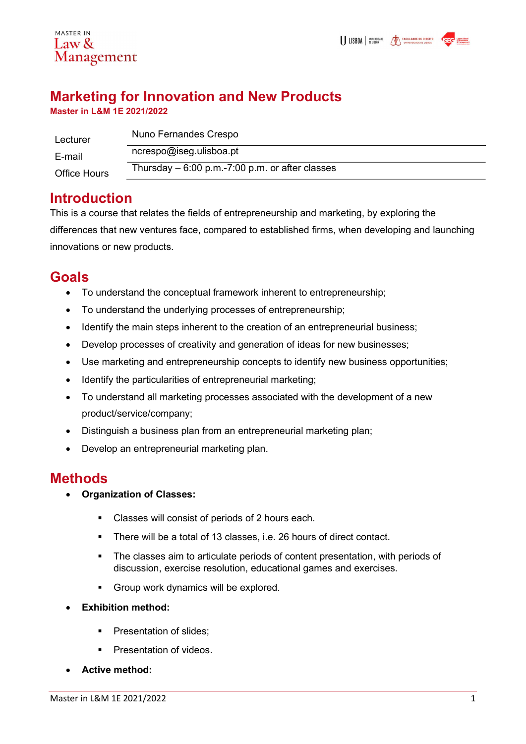# Marketing for Innovation and New Products

**Master in L&M 1E 2021/2022**

| | |
|---|---|
| Lecturer | Nuno Fernandes Crespo |
| E-mail | ncrespo@iseg.ulisboa.pt |
| Office Hours | Thursday – 6:00 p.m.-7:00 p.m. or after classes |

## Introduction

This is a course that relates the fields of entrepreneurship and marketing, by exploring the differences that new ventures face, compared to established firms, when developing and launching innovations or new products.

## Goals

- To understand the conceptual framework inherent to entrepreneurship;
- To understand the underlying processes of entrepreneurship;
- Identify the main steps inherent to the creation of an entrepreneurial business;
- Develop processes of creativity and generation of ideas for new businesses;
- Use marketing and entrepreneurship concepts to identify new business opportunities;
- Identify the particularities of entrepreneurial marketing;
- To understand all marketing processes associated with the development of a new product/service/company;
- Distinguish a business plan from an entrepreneurial marketing plan;
- Develop an entrepreneurial marketing plan.

## Methods

- **Organization of Classes:**
    - Classes will consist of periods of 2 hours each.
    - There will be a total of 13 classes, i.e. 26 hours of direct contact.
    - The classes aim to articulate periods of content presentation, with periods of discussion, exercise resolution, educational games and exercises.
    - Group work dynamics will be explored.
- **Exhibition method:**
    - Presentation of slides;
    - Presentation of videos.
- **Active method:**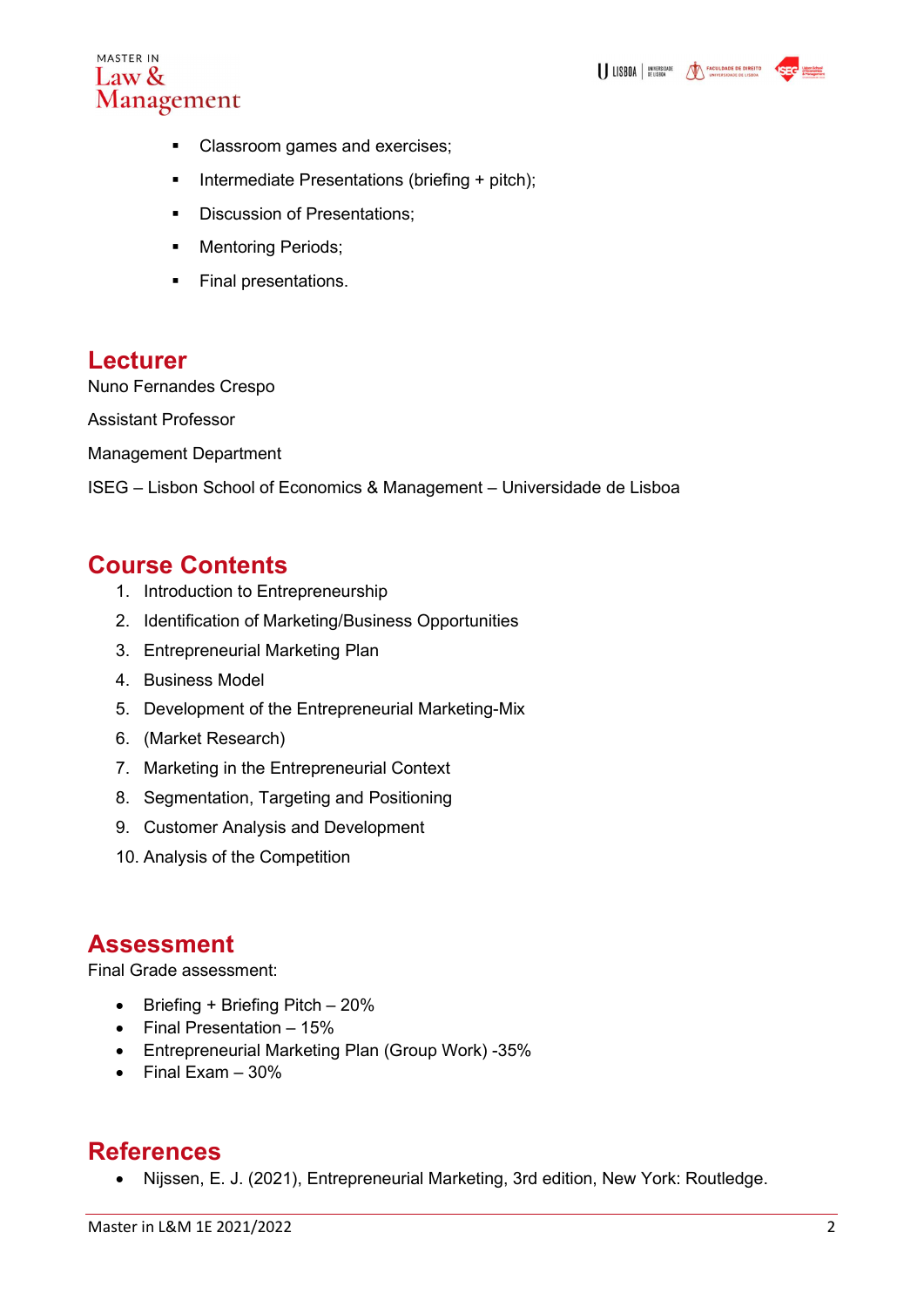- Classroom games and exercises;
- Intermediate Presentations (briefing + pitch);
- Discussion of Presentations;
- Mentoring Periods;
- Final presentations.

## Lecturer

Nuno Fernandes Crespo

Assistant Professor

Management Department

ISEG – Lisbon School of Economics & Management – Universidade de Lisboa

## Course Contents

1. Introduction to Entrepreneurship
2. Identification of Marketing/Business Opportunities
3. Entrepreneurial Marketing Plan
4. Business Model
5. Development of the Entrepreneurial Marketing-Mix
6. (Market Research)
7. Marketing in the Entrepreneurial Context
8. Segmentation, Targeting and Positioning
9. Customer Analysis and Development
10. Analysis of the Competition

## Assessment

Final Grade assessment:

- Briefing + Briefing Pitch – 20%
- Final Presentation – 15%
- Entrepreneurial Marketing Plan (Group Work) -35%
- Final Exam – 30%

## References

- Nijssen, E. J. (2021), Entrepreneurial Marketing, 3rd edition, New York: Routledge.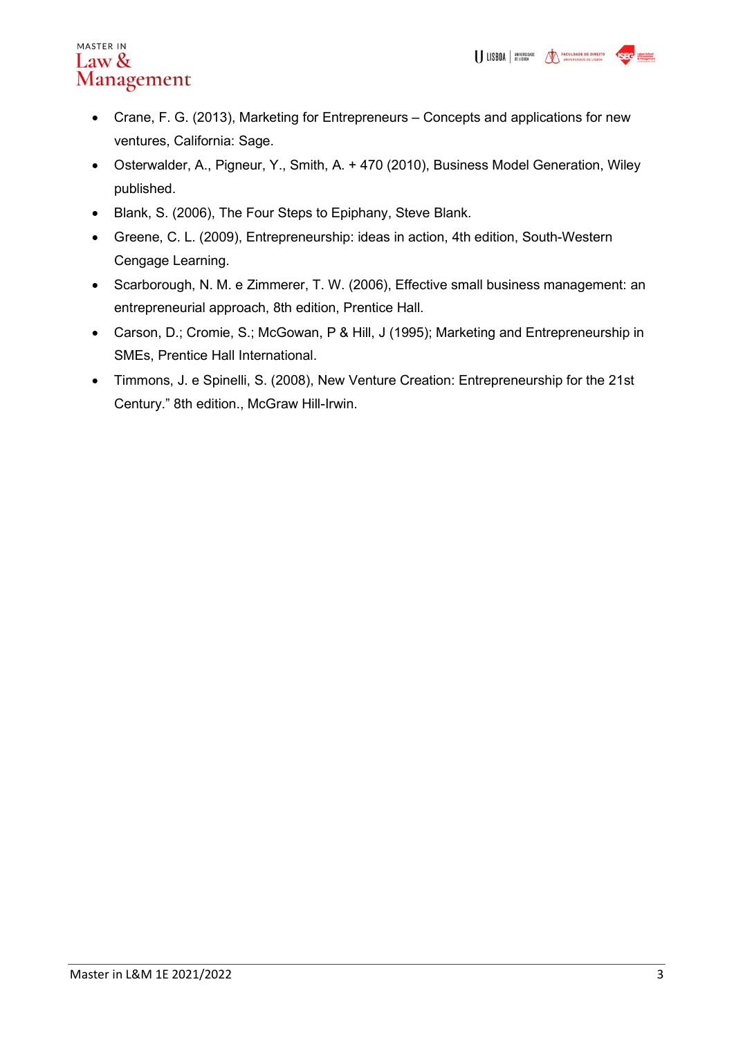- Crane, F. G. (2013), Marketing for Entrepreneurs – Concepts and applications for new ventures, California: Sage.
- Osterwalder, A., Pigneur, Y., Smith, A. + 470 (2010), Business Model Generation, Wiley published.
- Blank, S. (2006), The Four Steps to Epiphany, Steve Blank.
- Greene, C. L. (2009), Entrepreneurship: ideas in action, 4th edition, South-Western Cengage Learning.
- Scarborough, N. M. e Zimmerer, T. W. (2006), Effective small business management: an entrepreneurial approach, 8th edition, Prentice Hall.
- Carson, D.; Cromie, S.; McGowan, P & Hill, J (1995); Marketing and Entrepreneurship in SMEs, Prentice Hall International.
- Timmons, J. e Spinelli, S. (2008), New Venture Creation: Entrepreneurship for the 21st Century." 8th edition., McGraw Hill-Irwin.